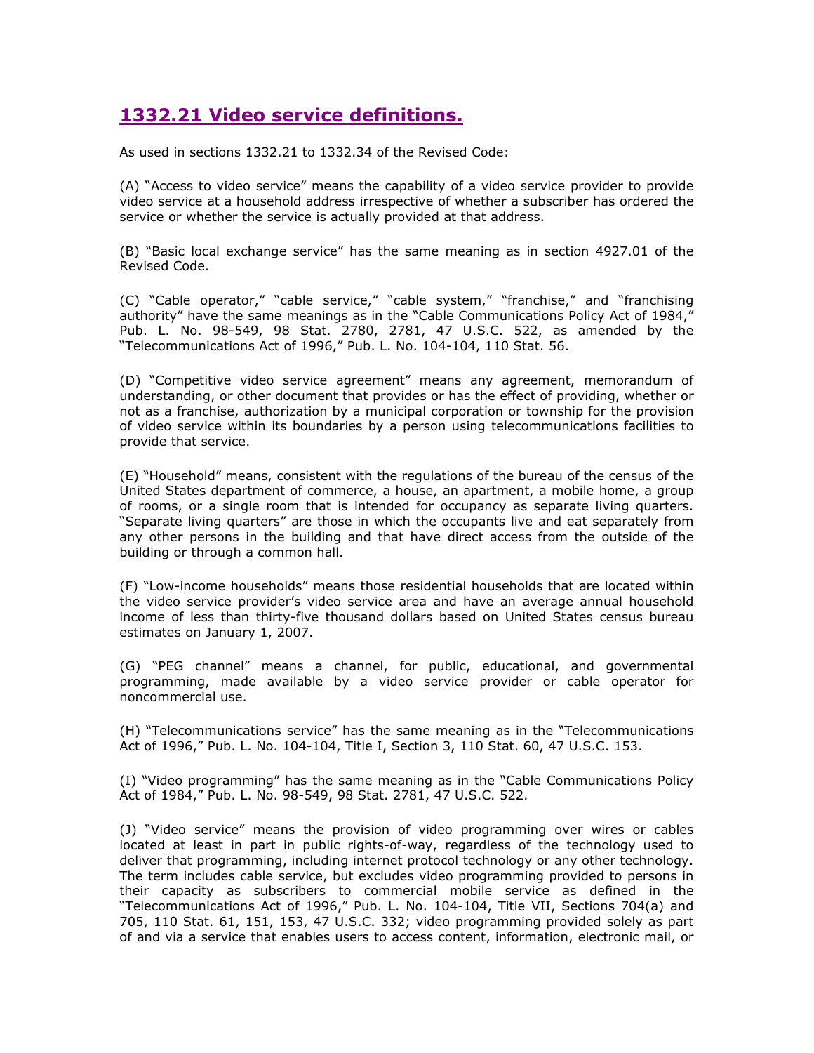## 1332.21 Video service definitions.

As used in sections 1332.21 to 1332.34 of the Revised Code:

(A) "Access to video service" means the capability of a video service provider to provide video service at a household address irrespective of whether a subscriber has ordered the service or whether the service is actually provided at that address.

(B) "Basic local exchange service" has the same meaning as in section 4927.01 of the Revised Code.

(C) "Cable operator," "cable service," "cable system," "franchise," and "franchising authority" have the same meanings as in the "Cable Communications Policy Act of 1984," Pub. L. No. 98-549, 98 Stat. 2780, 2781, 47 U.S.C. 522, as amended by the "Telecommunications Act of 1996," Pub. L. No. 104-104, 110 Stat. 56.

(D) "Competitive video service agreement" means any agreement, memorandum of understanding, or other document that provides or has the effect of providing, whether or not as a franchise, authorization by a municipal corporation or township for the provision of video service within its boundaries by a person using telecommunications facilities to provide that service.

(E) "Household" means, consistent with the regulations of the bureau of the census of the United States department of commerce, a house, an apartment, a mobile home, a group of rooms, or a single room that is intended for occupancy as separate living quarters. "Separate living quarters" are those in which the occupants live and eat separately from any other persons in the building and that have direct access from the outside of the building or through a common hall.

(F) "Low-income households" means those residential households that are located within the video service provider's video service area and have an average annual household income of less than thirty-five thousand dollars based on United States census bureau estimates on January 1, 2007.

(G) "PEG channel" means a channel, for public, educational, and governmental programming, made available by a video service provider or cable operator for noncommercial use.

(H) "Telecommunications service" has the same meaning as in the "Telecommunications Act of 1996," Pub. L. No. 104-104, Title I, Section 3, 110 Stat. 60, 47 U.S.C. 153.

(I) "Video programming" has the same meaning as in the "Cable Communications Policy Act of 1984," Pub. L. No. 98-549, 98 Stat. 2781, 47 U.S.C. 522.

(J) "Video service" means the provision of video programming over wires or cables located at least in part in public rights-of-way, regardless of the technology used to deliver that programming, including internet protocol technology or any other technology. The term includes cable service, but excludes video programming provided to persons in their capacity as subscribers to commercial mobile service as defined in the "Telecommunications Act of 1996," Pub. L. No. 104-104, Title VII, Sections 704(a) and 705, 110 Stat. 61, 151, 153, 47 U.S.C. 332; video programming provided solely as part of and via a service that enables users to access content, information, electronic mail, or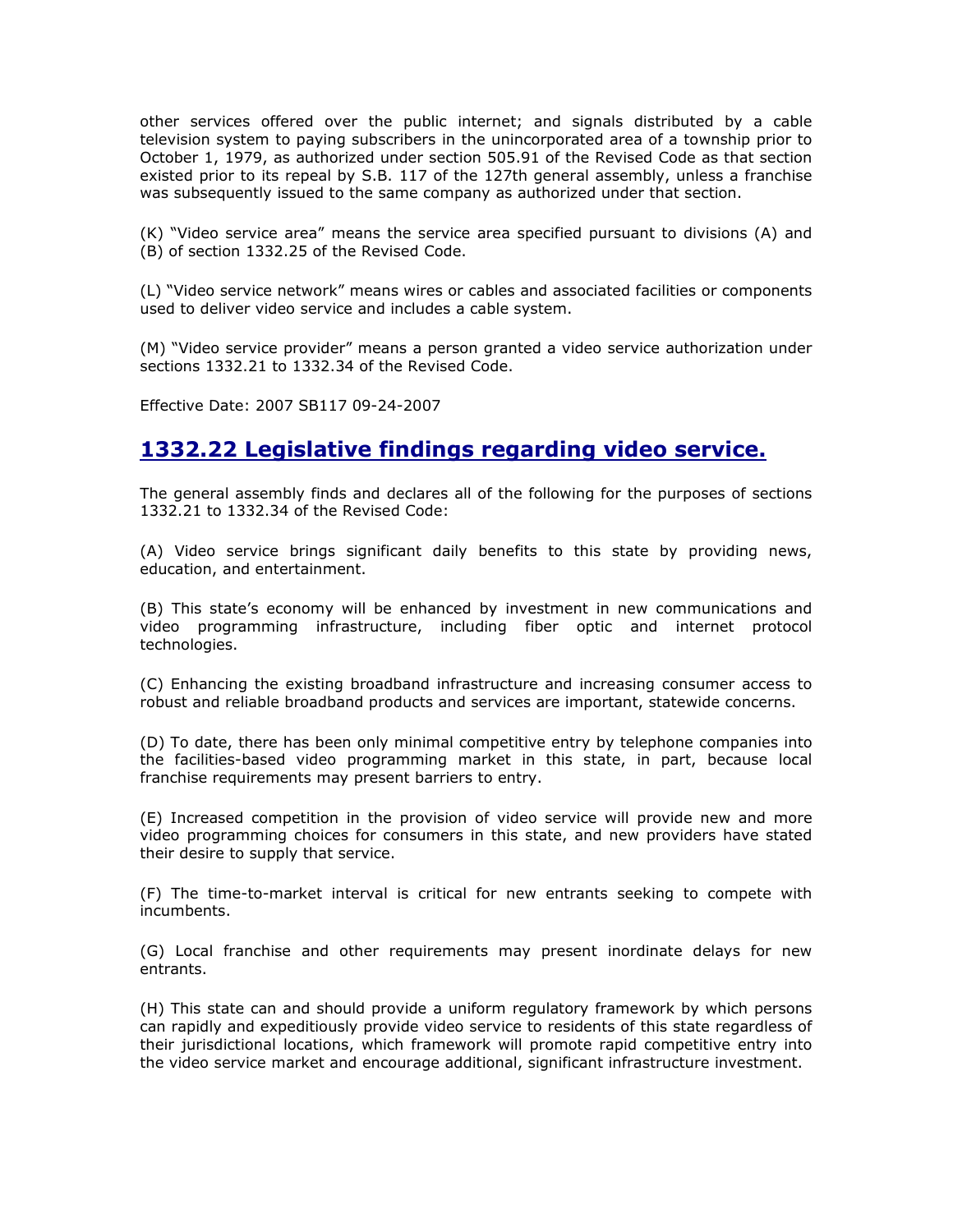other services offered over the public internet; and signals distributed by a cable television system to paying subscribers in the unincorporated area of a township prior to October 1, 1979, as authorized under section 505.91 of the Revised Code as that section existed prior to its repeal by S.B. 117 of the 127th general assembly, unless a franchise was subsequently issued to the same company as authorized under that section.

(K) "Video service area" means the service area specified pursuant to divisions (A) and (B) of section 1332.25 of the Revised Code.

(L) "Video service network" means wires or cables and associated facilities or components used to deliver video service and includes a cable system.

(M) "Video service provider" means a person granted a video service authorization under sections 1332.21 to 1332.34 of the Revised Code.

Effective Date: 2007 SB117 09-24-2007

## 1332.22 Legislative findings regarding video service.

The general assembly finds and declares all of the following for the purposes of sections 1332.21 to 1332.34 of the Revised Code:

(A) Video service brings significant daily benefits to this state by providing news, education, and entertainment.

(B) This state's economy will be enhanced by investment in new communications and video programming infrastructure, including fiber optic and internet protocol technologies.

(C) Enhancing the existing broadband infrastructure and increasing consumer access to robust and reliable broadband products and services are important, statewide concerns.

(D) To date, there has been only minimal competitive entry by telephone companies into the facilities-based video programming market in this state, in part, because local franchise requirements may present barriers to entry.

(E) Increased competition in the provision of video service will provide new and more video programming choices for consumers in this state, and new providers have stated their desire to supply that service.

(F) The time-to-market interval is critical for new entrants seeking to compete with incumbents.

(G) Local franchise and other requirements may present inordinate delays for new entrants.

(H) This state can and should provide a uniform regulatory framework by which persons can rapidly and expeditiously provide video service to residents of this state regardless of their jurisdictional locations, which framework will promote rapid competitive entry into the video service market and encourage additional, significant infrastructure investment.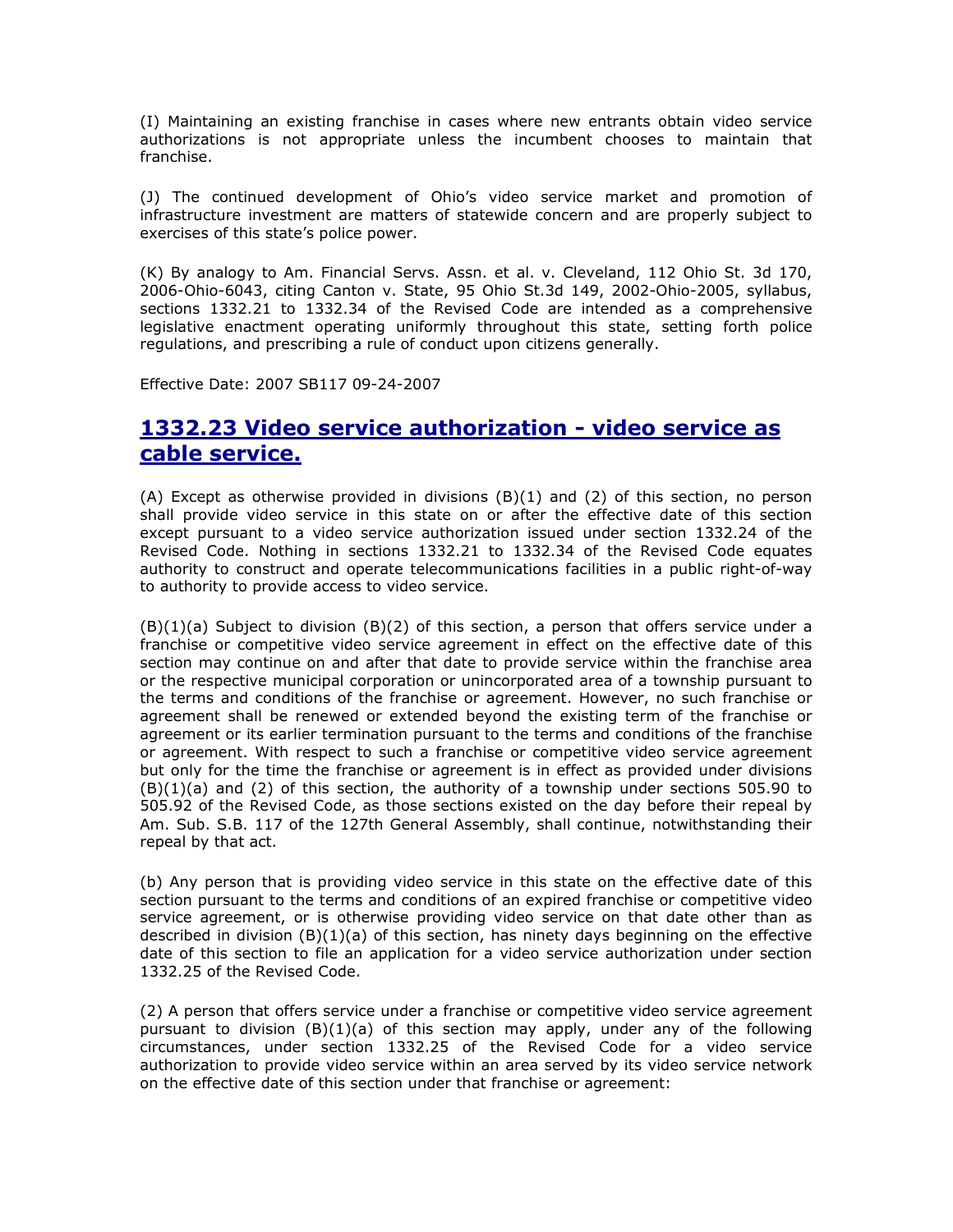(I) Maintaining an existing franchise in cases where new entrants obtain video service authorizations is not appropriate unless the incumbent chooses to maintain that franchise.

(J) The continued development of Ohio's video service market and promotion of infrastructure investment are matters of statewide concern and are properly subject to exercises of this state's police power.

(K) By analogy to Am. Financial Servs. Assn. et al. v. Cleveland, 112 Ohio St. 3d 170, 2006-Ohio-6043, citing Canton v. State, 95 Ohio St.3d 149, 2002-Ohio-2005, syllabus, sections 1332.21 to 1332.34 of the Revised Code are intended as a comprehensive legislative enactment operating uniformly throughout this state, setting forth police regulations, and prescribing a rule of conduct upon citizens generally.

Effective Date: 2007 SB117 09-24-2007

## 1332.23 Video service authorization - video service as cable service.

(A) Except as otherwise provided in divisions (B)(1) and (2) of this section, no person shall provide video service in this state on or after the effective date of this section except pursuant to a video service authorization issued under section 1332.24 of the Revised Code. Nothing in sections 1332.21 to 1332.34 of the Revised Code equates authority to construct and operate telecommunications facilities in a public right-of-way to authority to provide access to video service.

(B)(1)(a) Subject to division (B)(2) of this section, a person that offers service under a franchise or competitive video service agreement in effect on the effective date of this section may continue on and after that date to provide service within the franchise area or the respective municipal corporation or unincorporated area of a township pursuant to the terms and conditions of the franchise or agreement. However, no such franchise or agreement shall be renewed or extended beyond the existing term of the franchise or agreement or its earlier termination pursuant to the terms and conditions of the franchise or agreement. With respect to such a franchise or competitive video service agreement but only for the time the franchise or agreement is in effect as provided under divisions (B)(1)(a) and (2) of this section, the authority of a township under sections 505.90 to 505.92 of the Revised Code, as those sections existed on the day before their repeal by Am. Sub. S.B. 117 of the 127th General Assembly, shall continue, notwithstanding their repeal by that act.

(b) Any person that is providing video service in this state on the effective date of this section pursuant to the terms and conditions of an expired franchise or competitive video service agreement, or is otherwise providing video service on that date other than as described in division (B)(1)(a) of this section, has ninety days beginning on the effective date of this section to file an application for a video service authorization under section 1332.25 of the Revised Code.

(2) A person that offers service under a franchise or competitive video service agreement pursuant to division (B)(1)(a) of this section may apply, under any of the following circumstances, under section 1332.25 of the Revised Code for a video service authorization to provide video service within an area served by its video service network on the effective date of this section under that franchise or agreement: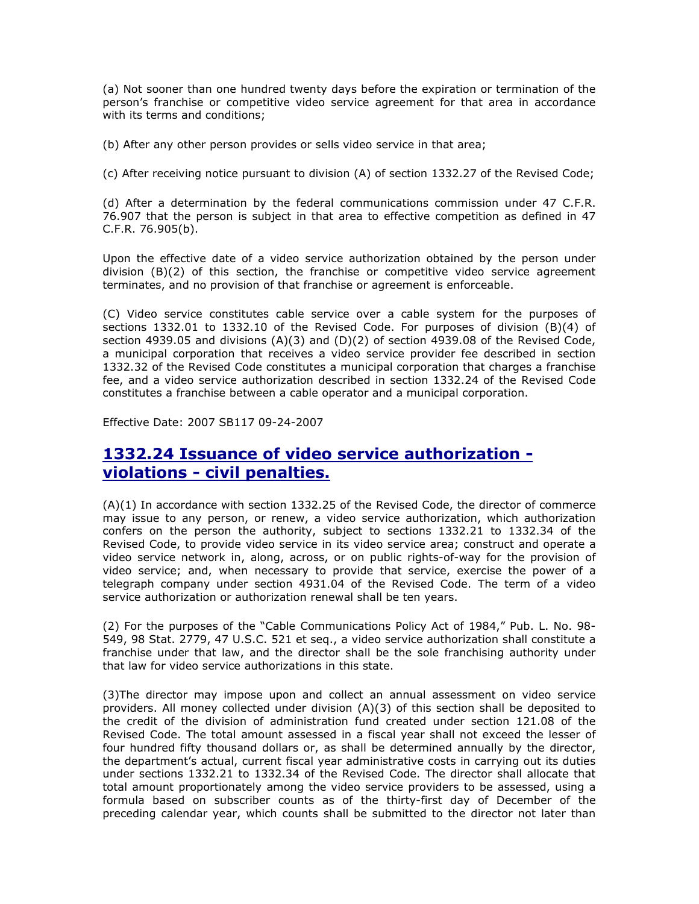(a) Not sooner than one hundred twenty days before the expiration or termination of the person's franchise or competitive video service agreement for that area in accordance with its terms and conditions;

(b) After any other person provides or sells video service in that area;

(c) After receiving notice pursuant to division (A) of section 1332.27 of the Revised Code;

(d) After a determination by the federal communications commission under 47 C.F.R. 76.907 that the person is subject in that area to effective competition as defined in 47 C.F.R. 76.905(b).

Upon the effective date of a video service authorization obtained by the person under division (B)(2) of this section, the franchise or competitive video service agreement terminates, and no provision of that franchise or agreement is enforceable.

(C) Video service constitutes cable service over a cable system for the purposes of sections 1332.01 to 1332.10 of the Revised Code. For purposes of division (B)(4) of section 4939.05 and divisions (A)(3) and (D)(2) of section 4939.08 of the Revised Code, a municipal corporation that receives a video service provider fee described in section 1332.32 of the Revised Code constitutes a municipal corporation that charges a franchise fee, and a video service authorization described in section 1332.24 of the Revised Code constitutes a franchise between a cable operator and a municipal corporation.

Effective Date: 2007 SB117 09-24-2007

## 1332.24 Issuance of video service authorization - violations - civil penalties.

(A)(1) In accordance with section 1332.25 of the Revised Code, the director of commerce may issue to any person, or renew, a video service authorization, which authorization confers on the person the authority, subject to sections 1332.21 to 1332.34 of the Revised Code, to provide video service in its video service area; construct and operate a video service network in, along, across, or on public rights-of-way for the provision of video service; and, when necessary to provide that service, exercise the power of a telegraph company under section 4931.04 of the Revised Code. The term of a video service authorization or authorization renewal shall be ten years.

(2) For the purposes of the "Cable Communications Policy Act of 1984," Pub. L. No. 98-549, 98 Stat. 2779, 47 U.S.C. 521 et seq., a video service authorization shall constitute a franchise under that law, and the director shall be the sole franchising authority under that law for video service authorizations in this state.

(3)The director may impose upon and collect an annual assessment on video service providers. All money collected under division (A)(3) of this section shall be deposited to the credit of the division of administration fund created under section 121.08 of the Revised Code. The total amount assessed in a fiscal year shall not exceed the lesser of four hundred fifty thousand dollars or, as shall be determined annually by the director, the department's actual, current fiscal year administrative costs in carrying out its duties under sections 1332.21 to 1332.34 of the Revised Code. The director shall allocate that total amount proportionately among the video service providers to be assessed, using a formula based on subscriber counts as of the thirty-first day of December of the preceding calendar year, which counts shall be submitted to the director not later than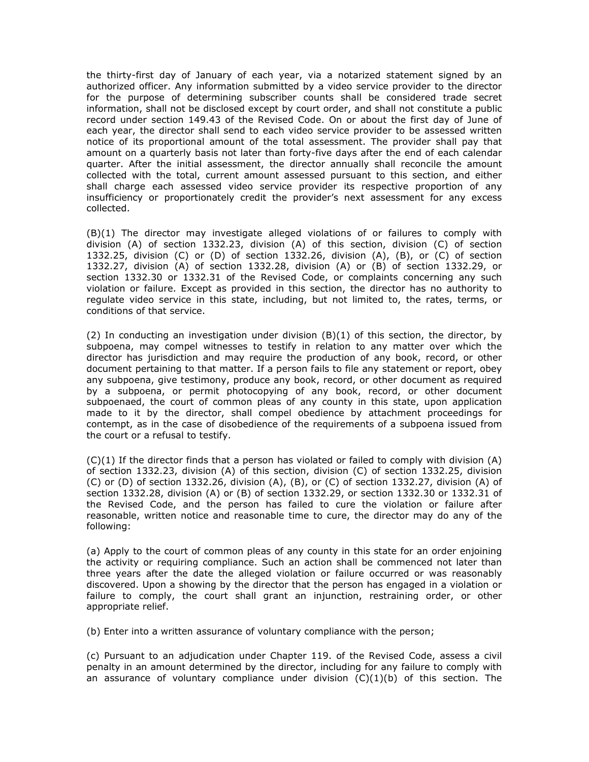the thirty-first day of January of each year, via a notarized statement signed by an authorized officer. Any information submitted by a video service provider to the director for the purpose of determining subscriber counts shall be considered trade secret information, shall not be disclosed except by court order, and shall not constitute a public record under section 149.43 of the Revised Code. On or about the first day of June of each year, the director shall send to each video service provider to be assessed written notice of its proportional amount of the total assessment. The provider shall pay that amount on a quarterly basis not later than forty-five days after the end of each calendar quarter. After the initial assessment, the director annually shall reconcile the amount collected with the total, current amount assessed pursuant to this section, and either shall charge each assessed video service provider its respective proportion of any insufficiency or proportionately credit the provider's next assessment for any excess collected.

(B)(1) The director may investigate alleged violations of or failures to comply with division (A) of section 1332.23, division (A) of this section, division (C) of section 1332.25, division (C) or (D) of section 1332.26, division (A), (B), or (C) of section 1332.27, division (A) of section 1332.28, division (A) or (B) of section 1332.29, or section 1332.30 or 1332.31 of the Revised Code, or complaints concerning any such violation or failure. Except as provided in this section, the director has no authority to regulate video service in this state, including, but not limited to, the rates, terms, or conditions of that service.

(2) In conducting an investigation under division (B)(1) of this section, the director, by subpoena, may compel witnesses to testify in relation to any matter over which the director has jurisdiction and may require the production of any book, record, or other document pertaining to that matter. If a person fails to file any statement or report, obey any subpoena, give testimony, produce any book, record, or other document as required by a subpoena, or permit photocopying of any book, record, or other document subpoenaed, the court of common pleas of any county in this state, upon application made to it by the director, shall compel obedience by attachment proceedings for contempt, as in the case of disobedience of the requirements of a subpoena issued from the court or a refusal to testify.

(C)(1) If the director finds that a person has violated or failed to comply with division (A) of section 1332.23, division (A) of this section, division (C) of section 1332.25, division (C) or (D) of section 1332.26, division (A), (B), or (C) of section 1332.27, division (A) of section 1332.28, division (A) or (B) of section 1332.29, or section 1332.30 or 1332.31 of the Revised Code, and the person has failed to cure the violation or failure after reasonable, written notice and reasonable time to cure, the director may do any of the following:

(a) Apply to the court of common pleas of any county in this state for an order enjoining the activity or requiring compliance. Such an action shall be commenced not later than three years after the date the alleged violation or failure occurred or was reasonably discovered. Upon a showing by the director that the person has engaged in a violation or failure to comply, the court shall grant an injunction, restraining order, or other appropriate relief.

(b) Enter into a written assurance of voluntary compliance with the person;

(c) Pursuant to an adjudication under Chapter 119. of the Revised Code, assess a civil penalty in an amount determined by the director, including for any failure to comply with an assurance of voluntary compliance under division (C)(1)(b) of this section. The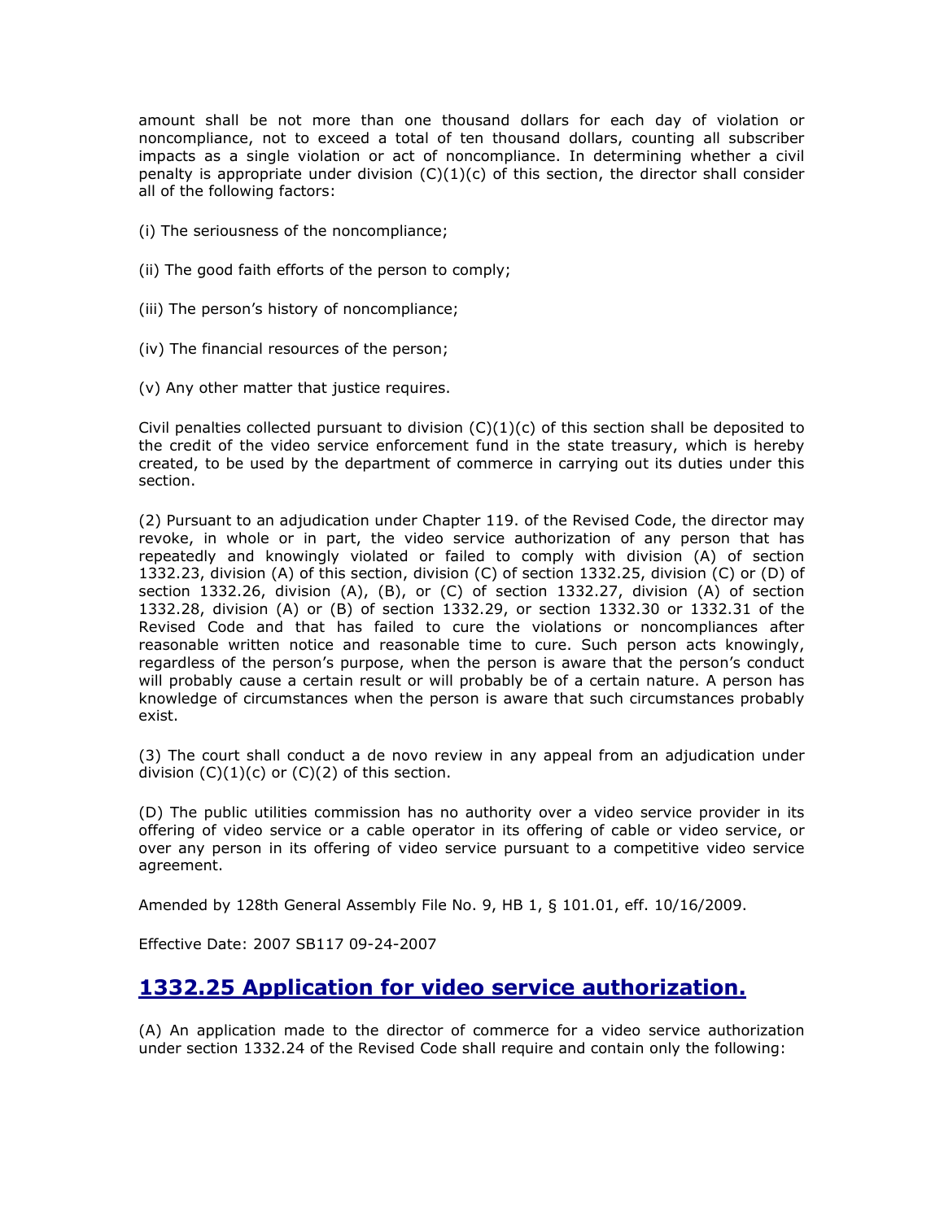amount shall be not more than one thousand dollars for each day of violation or noncompliance, not to exceed a total of ten thousand dollars, counting all subscriber impacts as a single violation or act of noncompliance. In determining whether a civil penalty is appropriate under division (C)(1)(c) of this section, the director shall consider all of the following factors:

(i) The seriousness of the noncompliance;

(ii) The good faith efforts of the person to comply;

(iii) The person's history of noncompliance;

(iv) The financial resources of the person;

(v) Any other matter that justice requires.

Civil penalties collected pursuant to division (C)(1)(c) of this section shall be deposited to the credit of the video service enforcement fund in the state treasury, which is hereby created, to be used by the department of commerce in carrying out its duties under this section.

(2) Pursuant to an adjudication under Chapter 119. of the Revised Code, the director may revoke, in whole or in part, the video service authorization of any person that has repeatedly and knowingly violated or failed to comply with division (A) of section 1332.23, division (A) of this section, division (C) of section 1332.25, division (C) or (D) of section 1332.26, division (A), (B), or (C) of section 1332.27, division (A) of section 1332.28, division (A) or (B) of section 1332.29, or section 1332.30 or 1332.31 of the Revised Code and that has failed to cure the violations or noncompliances after reasonable written notice and reasonable time to cure. Such person acts knowingly, regardless of the person's purpose, when the person is aware that the person's conduct will probably cause a certain result or will probably be of a certain nature. A person has knowledge of circumstances when the person is aware that such circumstances probably exist.

(3) The court shall conduct a de novo review in any appeal from an adjudication under division (C)(1)(c) or (C)(2) of this section.

(D) The public utilities commission has no authority over a video service provider in its offering of video service or a cable operator in its offering of cable or video service, or over any person in its offering of video service pursuant to a competitive video service agreement.

Amended by 128th General Assembly File No. 9, HB 1, § 101.01, eff. 10/16/2009.

Effective Date: 2007 SB117 09-24-2007

## 1332.25 Application for video service authorization.

(A) An application made to the director of commerce for a video service authorization under section 1332.24 of the Revised Code shall require and contain only the following: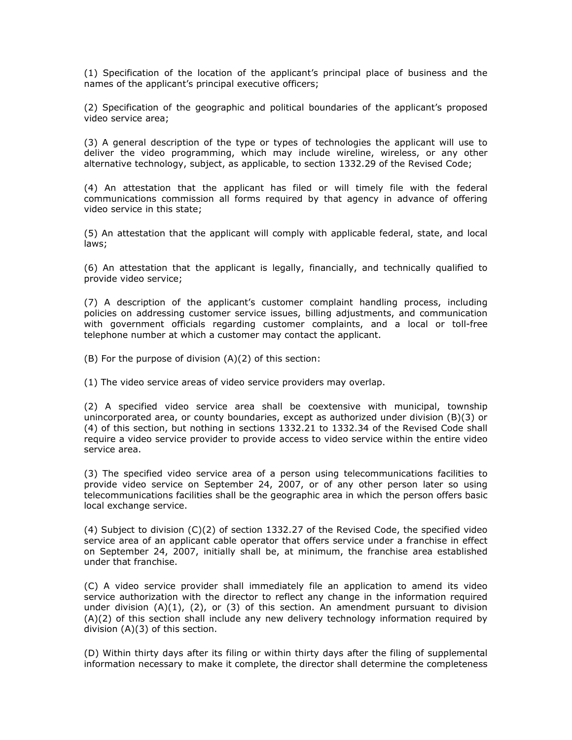(1) Specification of the location of the applicant's principal place of business and the names of the applicant's principal executive officers;

(2) Specification of the geographic and political boundaries of the applicant's proposed video service area;

(3) A general description of the type or types of technologies the applicant will use to deliver the video programming, which may include wireline, wireless, or any other alternative technology, subject, as applicable, to section 1332.29 of the Revised Code;

(4) An attestation that the applicant has filed or will timely file with the federal communications commission all forms required by that agency in advance of offering video service in this state;

(5) An attestation that the applicant will comply with applicable federal, state, and local laws;

(6) An attestation that the applicant is legally, financially, and technically qualified to provide video service;

(7) A description of the applicant's customer complaint handling process, including policies on addressing customer service issues, billing adjustments, and communication with government officials regarding customer complaints, and a local or toll-free telephone number at which a customer may contact the applicant.

(B) For the purpose of division (A)(2) of this section:

(1) The video service areas of video service providers may overlap.

(2) A specified video service area shall be coextensive with municipal, township unincorporated area, or county boundaries, except as authorized under division (B)(3) or (4) of this section, but nothing in sections 1332.21 to 1332.34 of the Revised Code shall require a video service provider to provide access to video service within the entire video service area.

(3) The specified video service area of a person using telecommunications facilities to provide video service on September 24, 2007, or of any other person later so using telecommunications facilities shall be the geographic area in which the person offers basic local exchange service.

(4) Subject to division (C)(2) of section 1332.27 of the Revised Code, the specified video service area of an applicant cable operator that offers service under a franchise in effect on September 24, 2007, initially shall be, at minimum, the franchise area established under that franchise.

(C) A video service provider shall immediately file an application to amend its video service authorization with the director to reflect any change in the information required under division (A)(1), (2), or (3) of this section. An amendment pursuant to division (A)(2) of this section shall include any new delivery technology information required by division (A)(3) of this section.

(D) Within thirty days after its filing or within thirty days after the filing of supplemental information necessary to make it complete, the director shall determine the completeness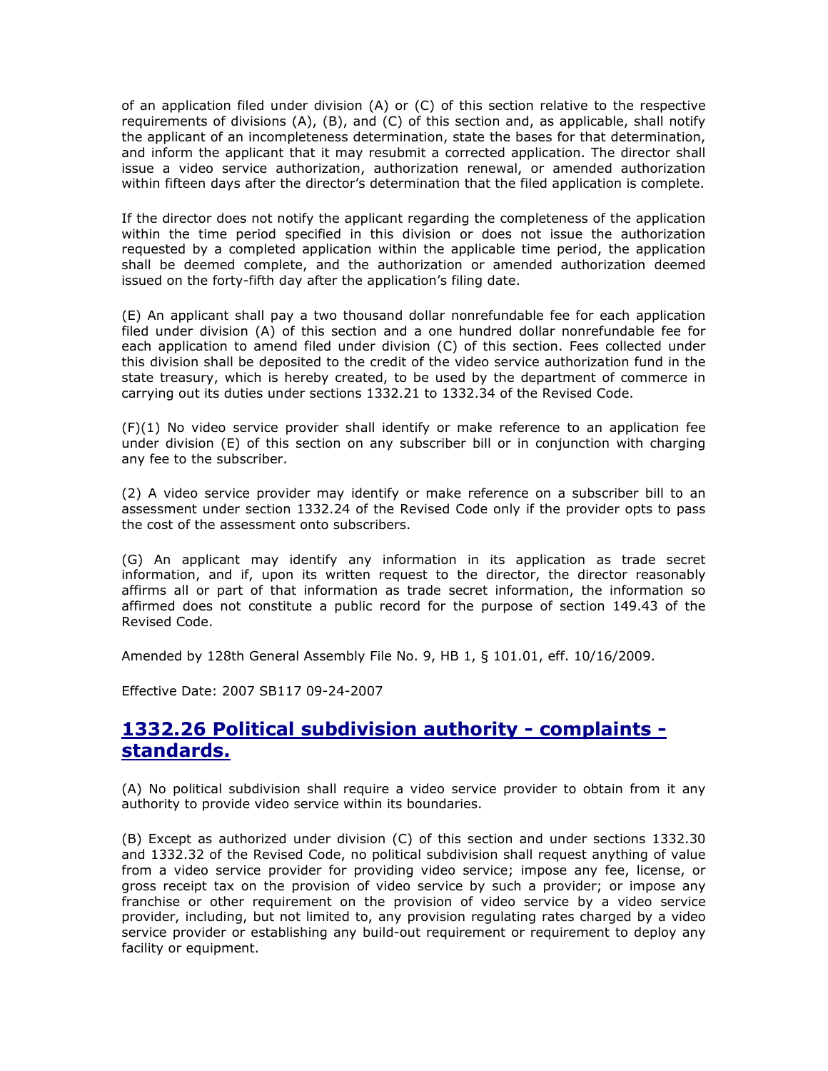of an application filed under division (A) or (C) of this section relative to the respective requirements of divisions (A), (B), and (C) of this section and, as applicable, shall notify the applicant of an incompleteness determination, state the bases for that determination, and inform the applicant that it may resubmit a corrected application. The director shall issue a video service authorization, authorization renewal, or amended authorization within fifteen days after the director's determination that the filed application is complete.

If the director does not notify the applicant regarding the completeness of the application within the time period specified in this division or does not issue the authorization requested by a completed application within the applicable time period, the application shall be deemed complete, and the authorization or amended authorization deemed issued on the forty-fifth day after the application's filing date.

(E) An applicant shall pay a two thousand dollar nonrefundable fee for each application filed under division (A) of this section and a one hundred dollar nonrefundable fee for each application to amend filed under division (C) of this section. Fees collected under this division shall be deposited to the credit of the video service authorization fund in the state treasury, which is hereby created, to be used by the department of commerce in carrying out its duties under sections 1332.21 to 1332.34 of the Revised Code.

(F)(1) No video service provider shall identify or make reference to an application fee under division (E) of this section on any subscriber bill or in conjunction with charging any fee to the subscriber.

(2) A video service provider may identify or make reference on a subscriber bill to an assessment under section 1332.24 of the Revised Code only if the provider opts to pass the cost of the assessment onto subscribers.

(G) An applicant may identify any information in its application as trade secret information, and if, upon its written request to the director, the director reasonably affirms all or part of that information as trade secret information, the information so affirmed does not constitute a public record for the purpose of section 149.43 of the Revised Code.

Amended by 128th General Assembly File No. 9, HB 1, § 101.01, eff. 10/16/2009.

Effective Date: 2007 SB117 09-24-2007

## 1332.26 Political subdivision authority - complaints - standards.

(A) No political subdivision shall require a video service provider to obtain from it any authority to provide video service within its boundaries.

(B) Except as authorized under division (C) of this section and under sections 1332.30 and 1332.32 of the Revised Code, no political subdivision shall request anything of value from a video service provider for providing video service; impose any fee, license, or gross receipt tax on the provision of video service by such a provider; or impose any franchise or other requirement on the provision of video service by a video service provider, including, but not limited to, any provision regulating rates charged by a video service provider or establishing any build-out requirement or requirement to deploy any facility or equipment.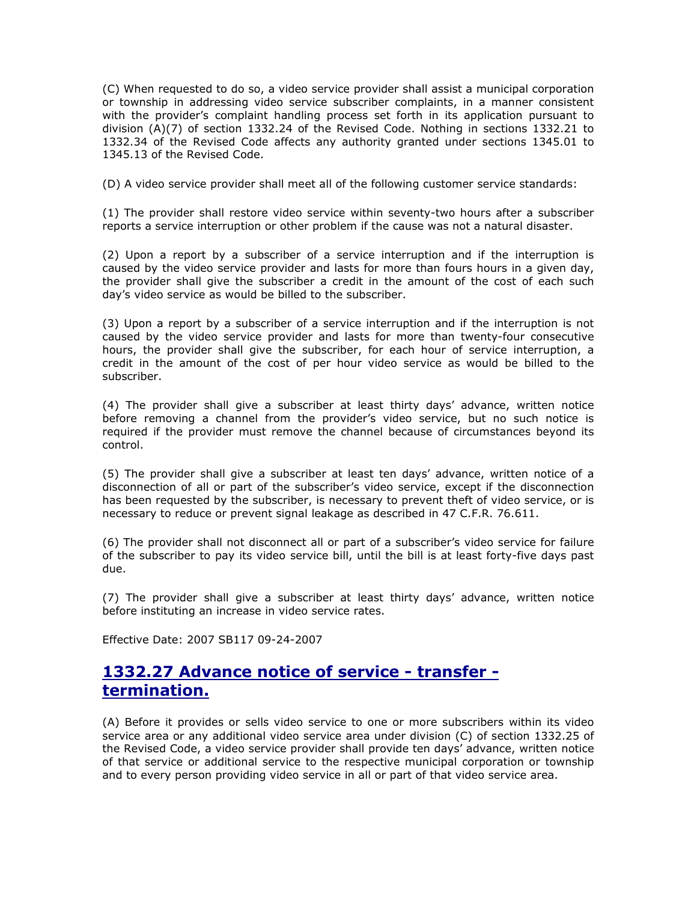(C) When requested to do so, a video service provider shall assist a municipal corporation or township in addressing video service subscriber complaints, in a manner consistent with the provider's complaint handling process set forth in its application pursuant to division (A)(7) of section 1332.24 of the Revised Code. Nothing in sections 1332.21 to 1332.34 of the Revised Code affects any authority granted under sections 1345.01 to 1345.13 of the Revised Code.

(D) A video service provider shall meet all of the following customer service standards:

(1) The provider shall restore video service within seventy-two hours after a subscriber reports a service interruption or other problem if the cause was not a natural disaster.

(2) Upon a report by a subscriber of a service interruption and if the interruption is caused by the video service provider and lasts for more than fours hours in a given day, the provider shall give the subscriber a credit in the amount of the cost of each such day's video service as would be billed to the subscriber.

(3) Upon a report by a subscriber of a service interruption and if the interruption is not caused by the video service provider and lasts for more than twenty-four consecutive hours, the provider shall give the subscriber, for each hour of service interruption, a credit in the amount of the cost of per hour video service as would be billed to the subscriber.

(4) The provider shall give a subscriber at least thirty days' advance, written notice before removing a channel from the provider's video service, but no such notice is required if the provider must remove the channel because of circumstances beyond its control.

(5) The provider shall give a subscriber at least ten days' advance, written notice of a disconnection of all or part of the subscriber's video service, except if the disconnection has been requested by the subscriber, is necessary to prevent theft of video service, or is necessary to reduce or prevent signal leakage as described in 47 C.F.R. 76.611.

(6) The provider shall not disconnect all or part of a subscriber's video service for failure of the subscriber to pay its video service bill, until the bill is at least forty-five days past due.

(7) The provider shall give a subscriber at least thirty days' advance, written notice before instituting an increase in video service rates.

Effective Date: 2007 SB117 09-24-2007

## 1332.27 Advance notice of service - transfer - termination.

(A) Before it provides or sells video service to one or more subscribers within its video service area or any additional video service area under division (C) of section 1332.25 of the Revised Code, a video service provider shall provide ten days' advance, written notice of that service or additional service to the respective municipal corporation or township and to every person providing video service in all or part of that video service area.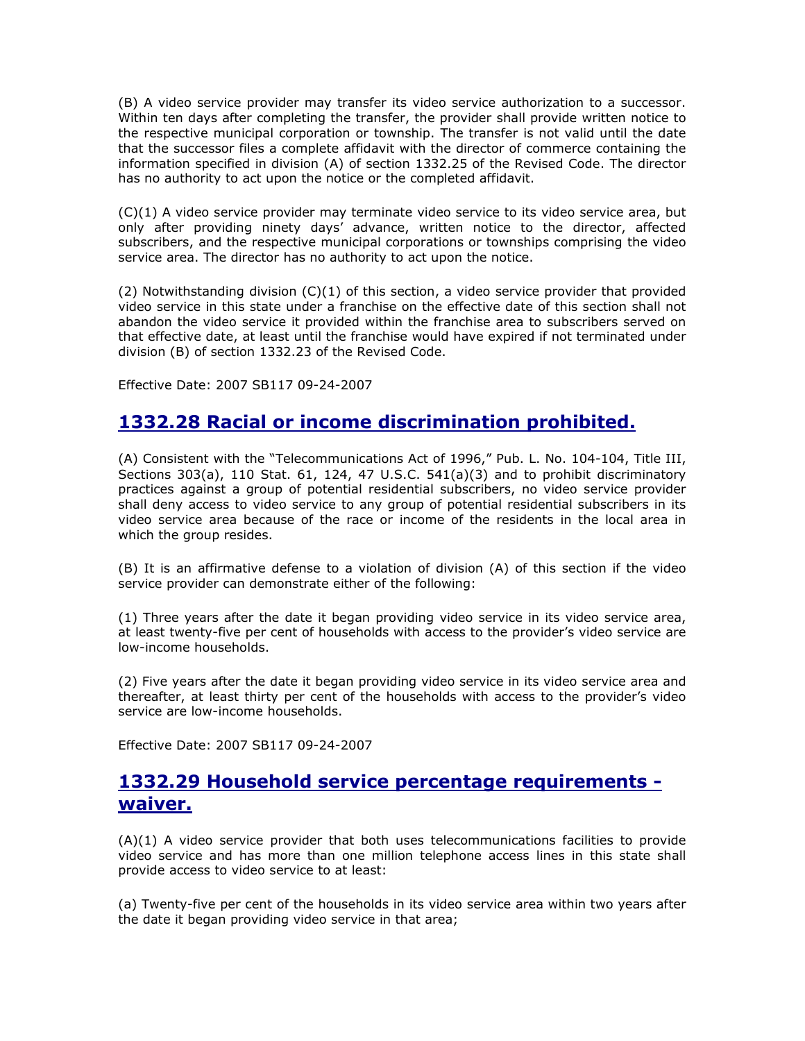(B) A video service provider may transfer its video service authorization to a successor. Within ten days after completing the transfer, the provider shall provide written notice to the respective municipal corporation or township. The transfer is not valid until the date that the successor files a complete affidavit with the director of commerce containing the information specified in division (A) of section 1332.25 of the Revised Code. The director has no authority to act upon the notice or the completed affidavit.

(C)(1) A video service provider may terminate video service to its video service area, but only after providing ninety days' advance, written notice to the director, affected subscribers, and the respective municipal corporations or townships comprising the video service area. The director has no authority to act upon the notice.

(2) Notwithstanding division (C)(1) of this section, a video service provider that provided video service in this state under a franchise on the effective date of this section shall not abandon the video service it provided within the franchise area to subscribers served on that effective date, at least until the franchise would have expired if not terminated under division (B) of section 1332.23 of the Revised Code.

Effective Date: 2007 SB117 09-24-2007

## 1332.28 Racial or income discrimination prohibited.

(A) Consistent with the "Telecommunications Act of 1996," Pub. L. No. 104-104, Title III, Sections 303(a), 110 Stat. 61, 124, 47 U.S.C. 541(a)(3) and to prohibit discriminatory practices against a group of potential residential subscribers, no video service provider shall deny access to video service to any group of potential residential subscribers in its video service area because of the race or income of the residents in the local area in which the group resides.

(B) It is an affirmative defense to a violation of division (A) of this section if the video service provider can demonstrate either of the following:

(1) Three years after the date it began providing video service in its video service area, at least twenty-five per cent of households with access to the provider's video service are low-income households.

(2) Five years after the date it began providing video service in its video service area and thereafter, at least thirty per cent of the households with access to the provider's video service are low-income households.

Effective Date: 2007 SB117 09-24-2007

## 1332.29 Household service percentage requirements - waiver.

(A)(1) A video service provider that both uses telecommunications facilities to provide video service and has more than one million telephone access lines in this state shall provide access to video service to at least:

(a) Twenty-five per cent of the households in its video service area within two years after the date it began providing video service in that area;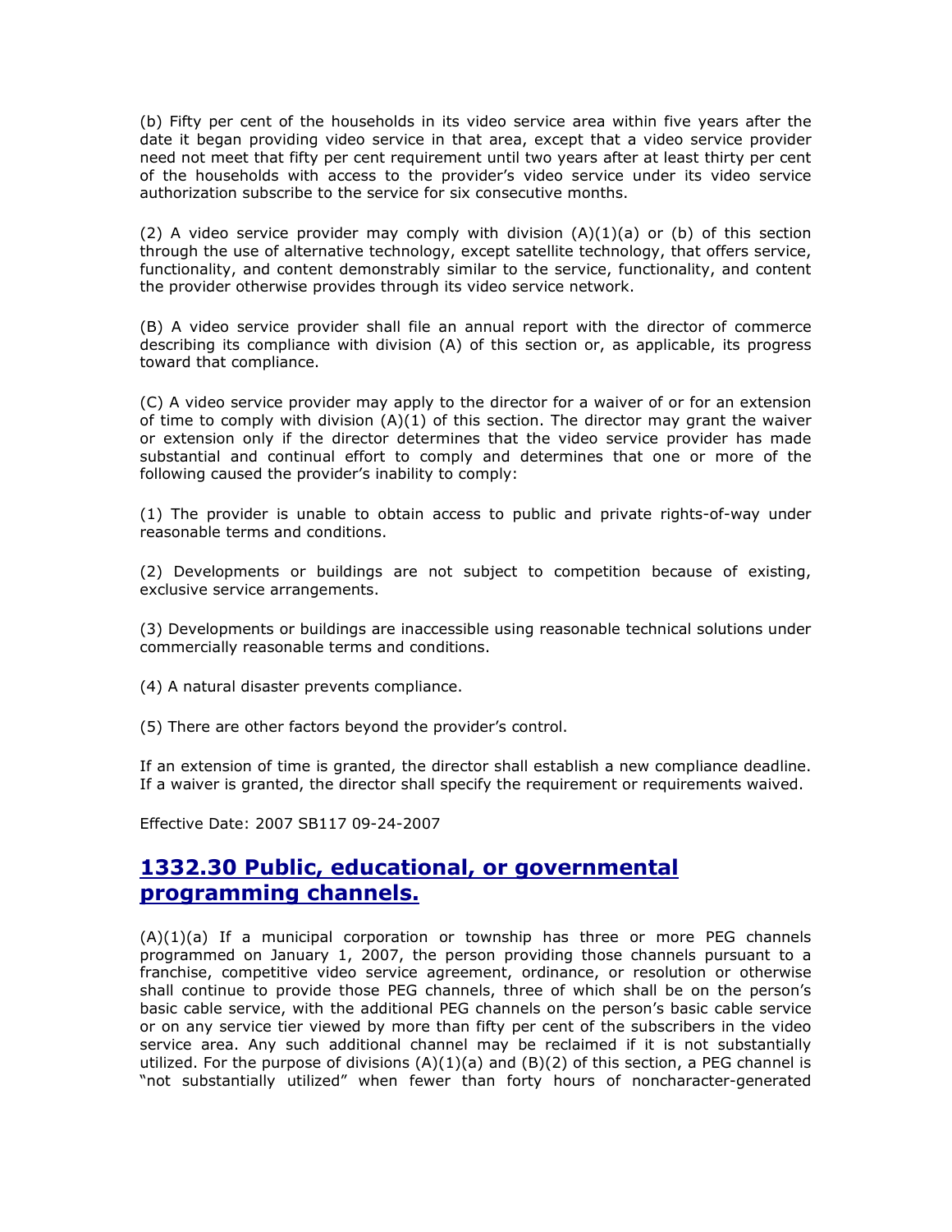(b) Fifty per cent of the households in its video service area within five years after the date it began providing video service in that area, except that a video service provider need not meet that fifty per cent requirement until two years after at least thirty per cent of the households with access to the provider's video service under its video service authorization subscribe to the service for six consecutive months.

(2) A video service provider may comply with division (A)(1)(a) or (b) of this section through the use of alternative technology, except satellite technology, that offers service, functionality, and content demonstrably similar to the service, functionality, and content the provider otherwise provides through its video service network.

(B) A video service provider shall file an annual report with the director of commerce describing its compliance with division (A) of this section or, as applicable, its progress toward that compliance.

(C) A video service provider may apply to the director for a waiver of or for an extension of time to comply with division (A)(1) of this section. The director may grant the waiver or extension only if the director determines that the video service provider has made substantial and continual effort to comply and determines that one or more of the following caused the provider's inability to comply:

(1) The provider is unable to obtain access to public and private rights-of-way under reasonable terms and conditions.

(2) Developments or buildings are not subject to competition because of existing, exclusive service arrangements.

(3) Developments or buildings are inaccessible using reasonable technical solutions under commercially reasonable terms and conditions.

(4) A natural disaster prevents compliance.

(5) There are other factors beyond the provider's control.

If an extension of time is granted, the director shall establish a new compliance deadline. If a waiver is granted, the director shall specify the requirement or requirements waived.

Effective Date: 2007 SB117 09-24-2007

## 1332.30 Public, educational, or governmental programming channels.

(A)(1)(a) If a municipal corporation or township has three or more PEG channels programmed on January 1, 2007, the person providing those channels pursuant to a franchise, competitive video service agreement, ordinance, or resolution or otherwise shall continue to provide those PEG channels, three of which shall be on the person's basic cable service, with the additional PEG channels on the person's basic cable service or on any service tier viewed by more than fifty per cent of the subscribers in the video service area. Any such additional channel may be reclaimed if it is not substantially utilized. For the purpose of divisions (A)(1)(a) and (B)(2) of this section, a PEG channel is "not substantially utilized" when fewer than forty hours of noncharacter-generated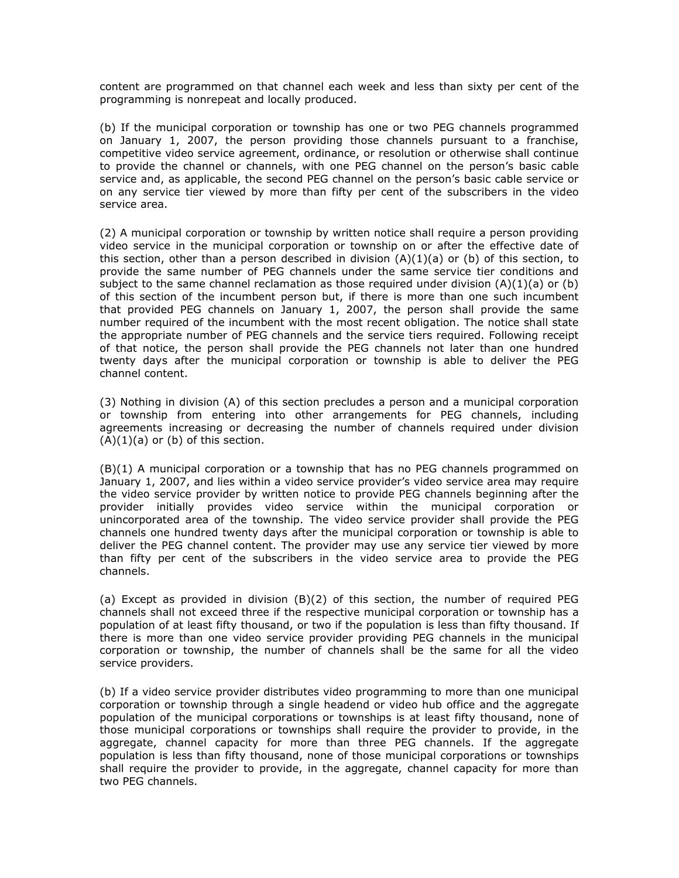content are programmed on that channel each week and less than sixty per cent of the programming is nonrepeat and locally produced.

(b) If the municipal corporation or township has one or two PEG channels programmed on January 1, 2007, the person providing those channels pursuant to a franchise, competitive video service agreement, ordinance, or resolution or otherwise shall continue to provide the channel or channels, with one PEG channel on the person's basic cable service and, as applicable, the second PEG channel on the person's basic cable service or on any service tier viewed by more than fifty per cent of the subscribers in the video service area.

(2) A municipal corporation or township by written notice shall require a person providing video service in the municipal corporation or township on or after the effective date of this section, other than a person described in division (A)(1)(a) or (b) of this section, to provide the same number of PEG channels under the same service tier conditions and subject to the same channel reclamation as those required under division (A)(1)(a) or (b) of this section of the incumbent person but, if there is more than one such incumbent that provided PEG channels on January 1, 2007, the person shall provide the same number required of the incumbent with the most recent obligation. The notice shall state the appropriate number of PEG channels and the service tiers required. Following receipt of that notice, the person shall provide the PEG channels not later than one hundred twenty days after the municipal corporation or township is able to deliver the PEG channel content.

(3) Nothing in division (A) of this section precludes a person and a municipal corporation or township from entering into other arrangements for PEG channels, including agreements increasing or decreasing the number of channels required under division (A)(1)(a) or (b) of this section.

(B)(1) A municipal corporation or a township that has no PEG channels programmed on January 1, 2007, and lies within a video service provider's video service area may require the video service provider by written notice to provide PEG channels beginning after the provider initially provides video service within the municipal corporation or unincorporated area of the township. The video service provider shall provide the PEG channels one hundred twenty days after the municipal corporation or township is able to deliver the PEG channel content. The provider may use any service tier viewed by more than fifty per cent of the subscribers in the video service area to provide the PEG channels.

(a) Except as provided in division (B)(2) of this section, the number of required PEG channels shall not exceed three if the respective municipal corporation or township has a population of at least fifty thousand, or two if the population is less than fifty thousand. If there is more than one video service provider providing PEG channels in the municipal corporation or township, the number of channels shall be the same for all the video service providers.

(b) If a video service provider distributes video programming to more than one municipal corporation or township through a single headend or video hub office and the aggregate population of the municipal corporations or townships is at least fifty thousand, none of those municipal corporations or townships shall require the provider to provide, in the aggregate, channel capacity for more than three PEG channels. If the aggregate population is less than fifty thousand, none of those municipal corporations or townships shall require the provider to provide, in the aggregate, channel capacity for more than two PEG channels.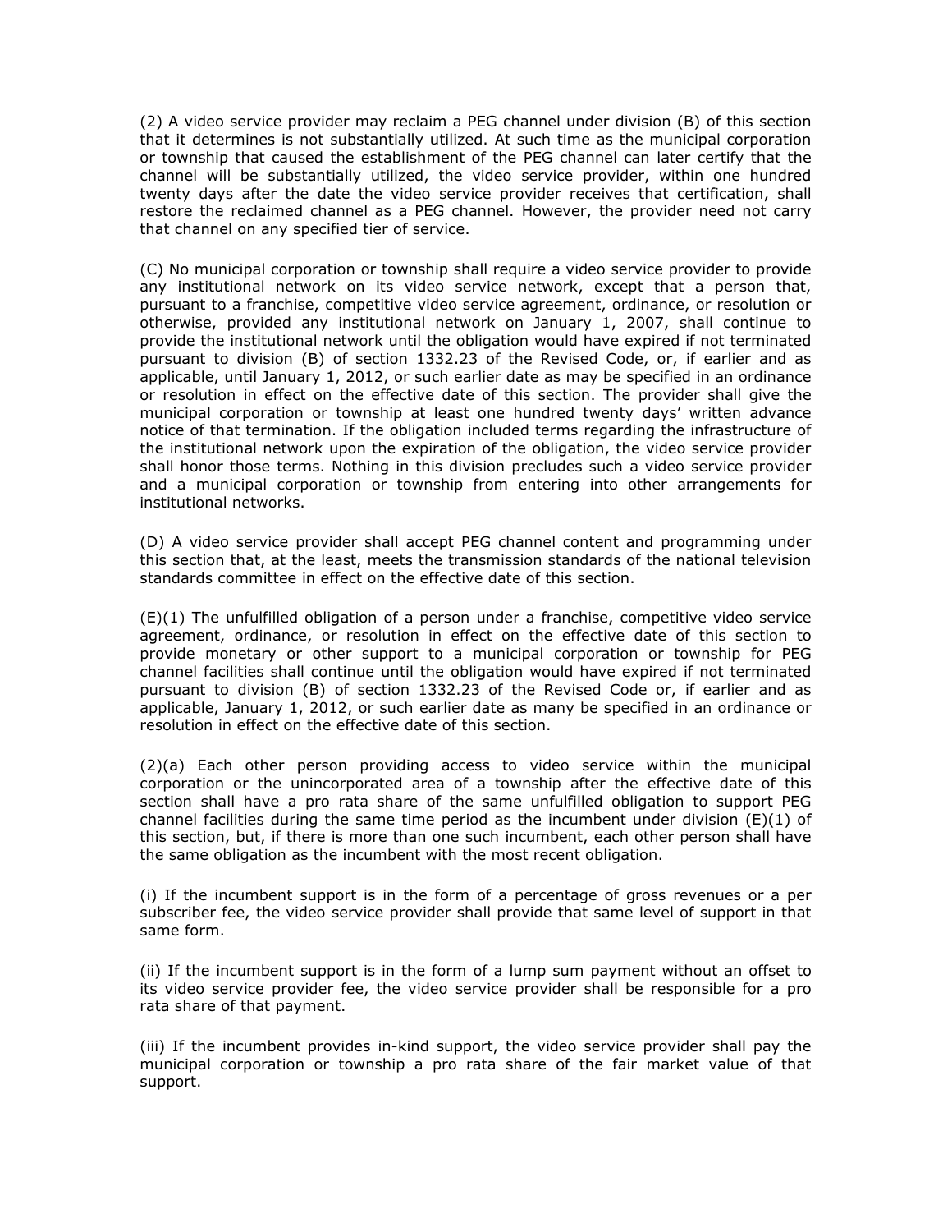(2) A video service provider may reclaim a PEG channel under division (B) of this section that it determines is not substantially utilized. At such time as the municipal corporation or township that caused the establishment of the PEG channel can later certify that the channel will be substantially utilized, the video service provider, within one hundred twenty days after the date the video service provider receives that certification, shall restore the reclaimed channel as a PEG channel. However, the provider need not carry that channel on any specified tier of service.

(C) No municipal corporation or township shall require a video service provider to provide any institutional network on its video service network, except that a person that, pursuant to a franchise, competitive video service agreement, ordinance, or resolution or otherwise, provided any institutional network on January 1, 2007, shall continue to provide the institutional network until the obligation would have expired if not terminated pursuant to division (B) of section 1332.23 of the Revised Code, or, if earlier and as applicable, until January 1, 2012, or such earlier date as may be specified in an ordinance or resolution in effect on the effective date of this section. The provider shall give the municipal corporation or township at least one hundred twenty days' written advance notice of that termination. If the obligation included terms regarding the infrastructure of the institutional network upon the expiration of the obligation, the video service provider shall honor those terms. Nothing in this division precludes such a video service provider and a municipal corporation or township from entering into other arrangements for institutional networks.

(D) A video service provider shall accept PEG channel content and programming under this section that, at the least, meets the transmission standards of the national television standards committee in effect on the effective date of this section.

(E)(1) The unfulfilled obligation of a person under a franchise, competitive video service agreement, ordinance, or resolution in effect on the effective date of this section to provide monetary or other support to a municipal corporation or township for PEG channel facilities shall continue until the obligation would have expired if not terminated pursuant to division (B) of section 1332.23 of the Revised Code or, if earlier and as applicable, January 1, 2012, or such earlier date as many be specified in an ordinance or resolution in effect on the effective date of this section.

(2)(a) Each other person providing access to video service within the municipal corporation or the unincorporated area of a township after the effective date of this section shall have a pro rata share of the same unfulfilled obligation to support PEG channel facilities during the same time period as the incumbent under division (E)(1) of this section, but, if there is more than one such incumbent, each other person shall have the same obligation as the incumbent with the most recent obligation.

(i) If the incumbent support is in the form of a percentage of gross revenues or a per subscriber fee, the video service provider shall provide that same level of support in that same form.

(ii) If the incumbent support is in the form of a lump sum payment without an offset to its video service provider fee, the video service provider shall be responsible for a pro rata share of that payment.

(iii) If the incumbent provides in-kind support, the video service provider shall pay the municipal corporation or township a pro rata share of the fair market value of that support.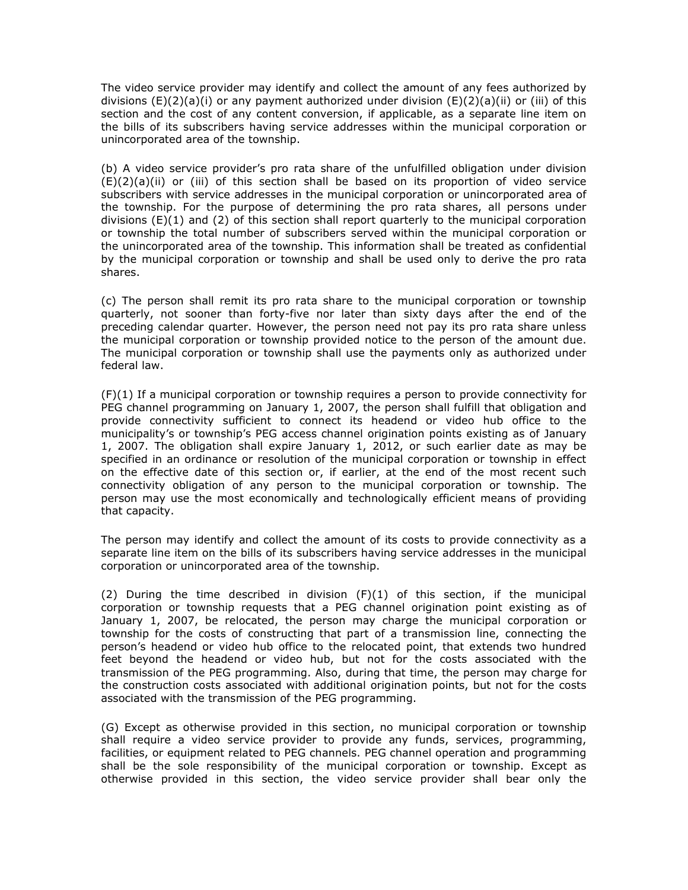The video service provider may identify and collect the amount of any fees authorized by divisions (E)(2)(a)(i) or any payment authorized under division (E)(2)(a)(ii) or (iii) of this section and the cost of any content conversion, if applicable, as a separate line item on the bills of its subscribers having service addresses within the municipal corporation or unincorporated area of the township.

(b) A video service provider's pro rata share of the unfulfilled obligation under division (E)(2)(a)(ii) or (iii) of this section shall be based on its proportion of video service subscribers with service addresses in the municipal corporation or unincorporated area of the township. For the purpose of determining the pro rata shares, all persons under divisions (E)(1) and (2) of this section shall report quarterly to the municipal corporation or township the total number of subscribers served within the municipal corporation or the unincorporated area of the township. This information shall be treated as confidential by the municipal corporation or township and shall be used only to derive the pro rata shares.

(c) The person shall remit its pro rata share to the municipal corporation or township quarterly, not sooner than forty-five nor later than sixty days after the end of the preceding calendar quarter. However, the person need not pay its pro rata share unless the municipal corporation or township provided notice to the person of the amount due. The municipal corporation or township shall use the payments only as authorized under federal law.

(F)(1) If a municipal corporation or township requires a person to provide connectivity for PEG channel programming on January 1, 2007, the person shall fulfill that obligation and provide connectivity sufficient to connect its headend or video hub office to the municipality's or township's PEG access channel origination points existing as of January 1, 2007. The obligation shall expire January 1, 2012, or such earlier date as may be specified in an ordinance or resolution of the municipal corporation or township in effect on the effective date of this section or, if earlier, at the end of the most recent such connectivity obligation of any person to the municipal corporation or township. The person may use the most economically and technologically efficient means of providing that capacity.

The person may identify and collect the amount of its costs to provide connectivity as a separate line item on the bills of its subscribers having service addresses in the municipal corporation or unincorporated area of the township.

(2) During the time described in division (F)(1) of this section, if the municipal corporation or township requests that a PEG channel origination point existing as of January 1, 2007, be relocated, the person may charge the municipal corporation or township for the costs of constructing that part of a transmission line, connecting the person's headend or video hub office to the relocated point, that extends two hundred feet beyond the headend or video hub, but not for the costs associated with the transmission of the PEG programming. Also, during that time, the person may charge for the construction costs associated with additional origination points, but not for the costs associated with the transmission of the PEG programming.

(G) Except as otherwise provided in this section, no municipal corporation or township shall require a video service provider to provide any funds, services, programming, facilities, or equipment related to PEG channels. PEG channel operation and programming shall be the sole responsibility of the municipal corporation or township. Except as otherwise provided in this section, the video service provider shall bear only the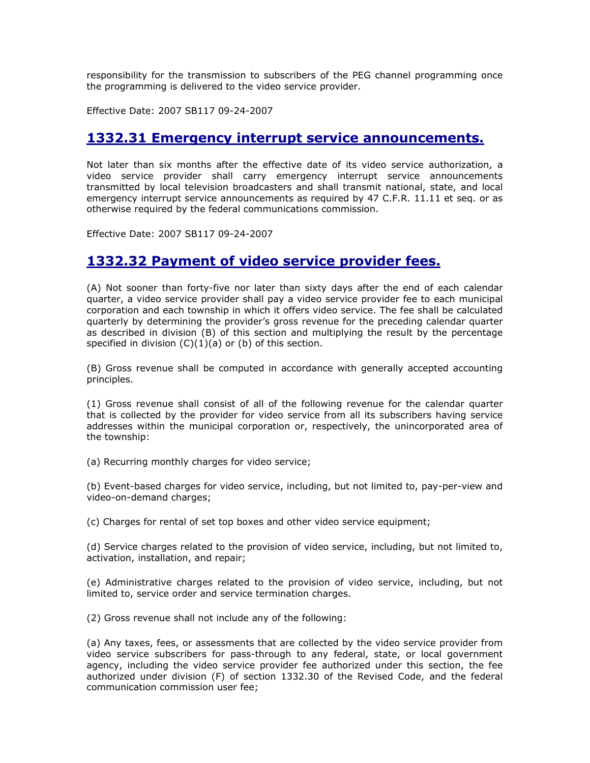responsibility for the transmission to subscribers of the PEG channel programming once the programming is delivered to the video service provider.

Effective Date: 2007 SB117 09-24-2007

## 1332.31 Emergency interrupt service announcements.

Not later than six months after the effective date of its video service authorization, a video service provider shall carry emergency interrupt service announcements transmitted by local television broadcasters and shall transmit national, state, and local emergency interrupt service announcements as required by 47 C.F.R. 11.11 et seq. or as otherwise required by the federal communications commission.

Effective Date: 2007 SB117 09-24-2007

## 1332.32 Payment of video service provider fees.

(A) Not sooner than forty-five nor later than sixty days after the end of each calendar quarter, a video service provider shall pay a video service provider fee to each municipal corporation and each township in which it offers video service. The fee shall be calculated quarterly by determining the provider's gross revenue for the preceding calendar quarter as described in division (B) of this section and multiplying the result by the percentage specified in division (C)(1)(a) or (b) of this section.

(B) Gross revenue shall be computed in accordance with generally accepted accounting principles.

(1) Gross revenue shall consist of all of the following revenue for the calendar quarter that is collected by the provider for video service from all its subscribers having service addresses within the municipal corporation or, respectively, the unincorporated area of the township:

(a) Recurring monthly charges for video service;

(b) Event-based charges for video service, including, but not limited to, pay-per-view and video-on-demand charges;

(c) Charges for rental of set top boxes and other video service equipment;

(d) Service charges related to the provision of video service, including, but not limited to, activation, installation, and repair;

(e) Administrative charges related to the provision of video service, including, but not limited to, service order and service termination charges.

(2) Gross revenue shall not include any of the following:

(a) Any taxes, fees, or assessments that are collected by the video service provider from video service subscribers for pass-through to any federal, state, or local government agency, including the video service provider fee authorized under this section, the fee authorized under division (F) of section 1332.30 of the Revised Code, and the federal communication commission user fee;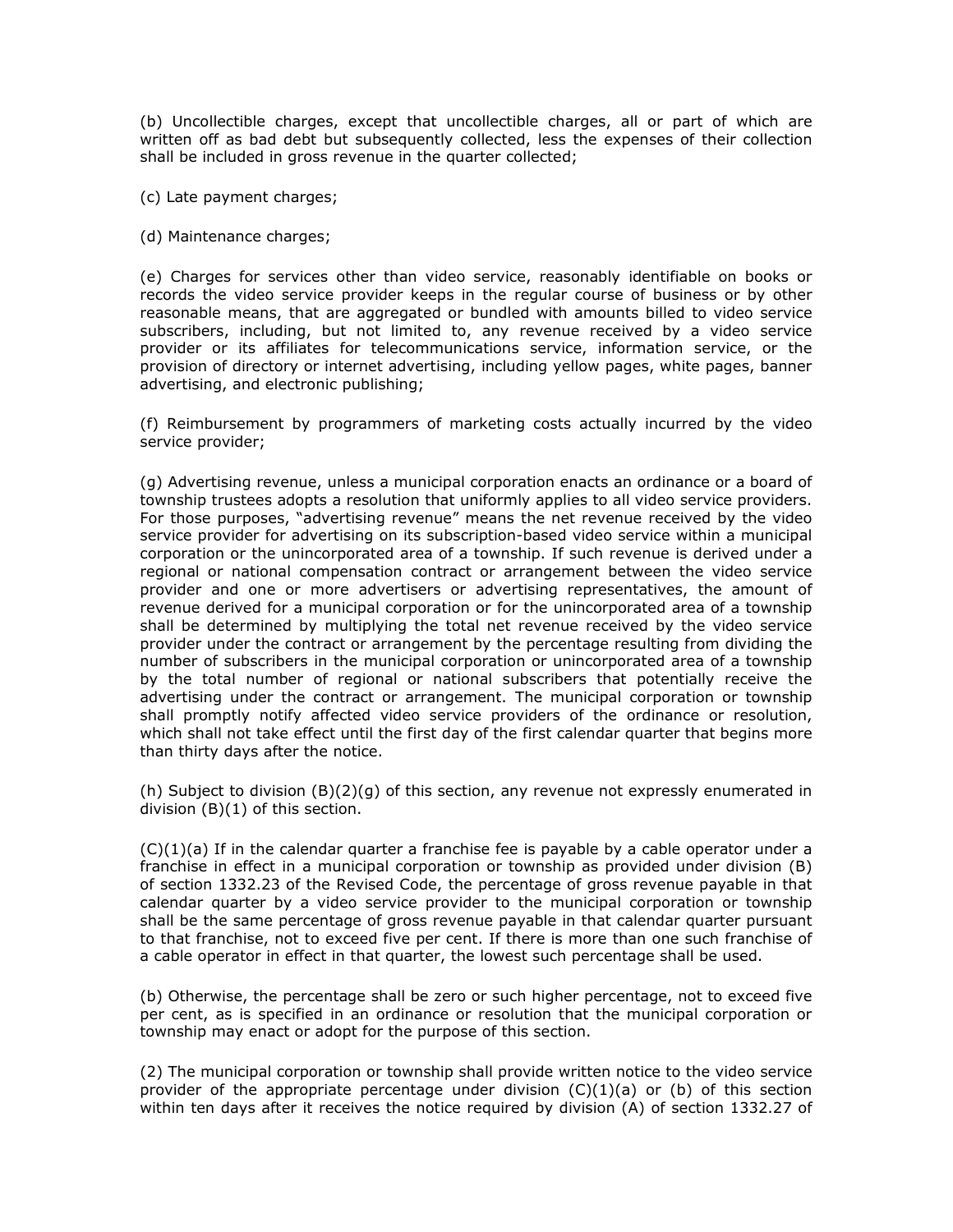(b) Uncollectible charges, except that uncollectible charges, all or part of which are written off as bad debt but subsequently collected, less the expenses of their collection shall be included in gross revenue in the quarter collected;

(c) Late payment charges;

(d) Maintenance charges;

(e) Charges for services other than video service, reasonably identifiable on books or records the video service provider keeps in the regular course of business or by other reasonable means, that are aggregated or bundled with amounts billed to video service subscribers, including, but not limited to, any revenue received by a video service provider or its affiliates for telecommunications service, information service, or the provision of directory or internet advertising, including yellow pages, white pages, banner advertising, and electronic publishing;

(f) Reimbursement by programmers of marketing costs actually incurred by the video service provider;

(g) Advertising revenue, unless a municipal corporation enacts an ordinance or a board of township trustees adopts a resolution that uniformly applies to all video service providers. For those purposes, "advertising revenue" means the net revenue received by the video service provider for advertising on its subscription-based video service within a municipal corporation or the unincorporated area of a township. If such revenue is derived under a regional or national compensation contract or arrangement between the video service provider and one or more advertisers or advertising representatives, the amount of revenue derived for a municipal corporation or for the unincorporated area of a township shall be determined by multiplying the total net revenue received by the video service provider under the contract or arrangement by the percentage resulting from dividing the number of subscribers in the municipal corporation or unincorporated area of a township by the total number of regional or national subscribers that potentially receive the advertising under the contract or arrangement. The municipal corporation or township shall promptly notify affected video service providers of the ordinance or resolution, which shall not take effect until the first day of the first calendar quarter that begins more than thirty days after the notice.

(h) Subject to division (B)(2)(g) of this section, any revenue not expressly enumerated in division (B)(1) of this section.

(C)(1)(a) If in the calendar quarter a franchise fee is payable by a cable operator under a franchise in effect in a municipal corporation or township as provided under division (B) of section 1332.23 of the Revised Code, the percentage of gross revenue payable in that calendar quarter by a video service provider to the municipal corporation or township shall be the same percentage of gross revenue payable in that calendar quarter pursuant to that franchise, not to exceed five per cent. If there is more than one such franchise of a cable operator in effect in that quarter, the lowest such percentage shall be used.

(b) Otherwise, the percentage shall be zero or such higher percentage, not to exceed five per cent, as is specified in an ordinance or resolution that the municipal corporation or township may enact or adopt for the purpose of this section.

(2) The municipal corporation or township shall provide written notice to the video service provider of the appropriate percentage under division (C)(1)(a) or (b) of this section within ten days after it receives the notice required by division (A) of section 1332.27 of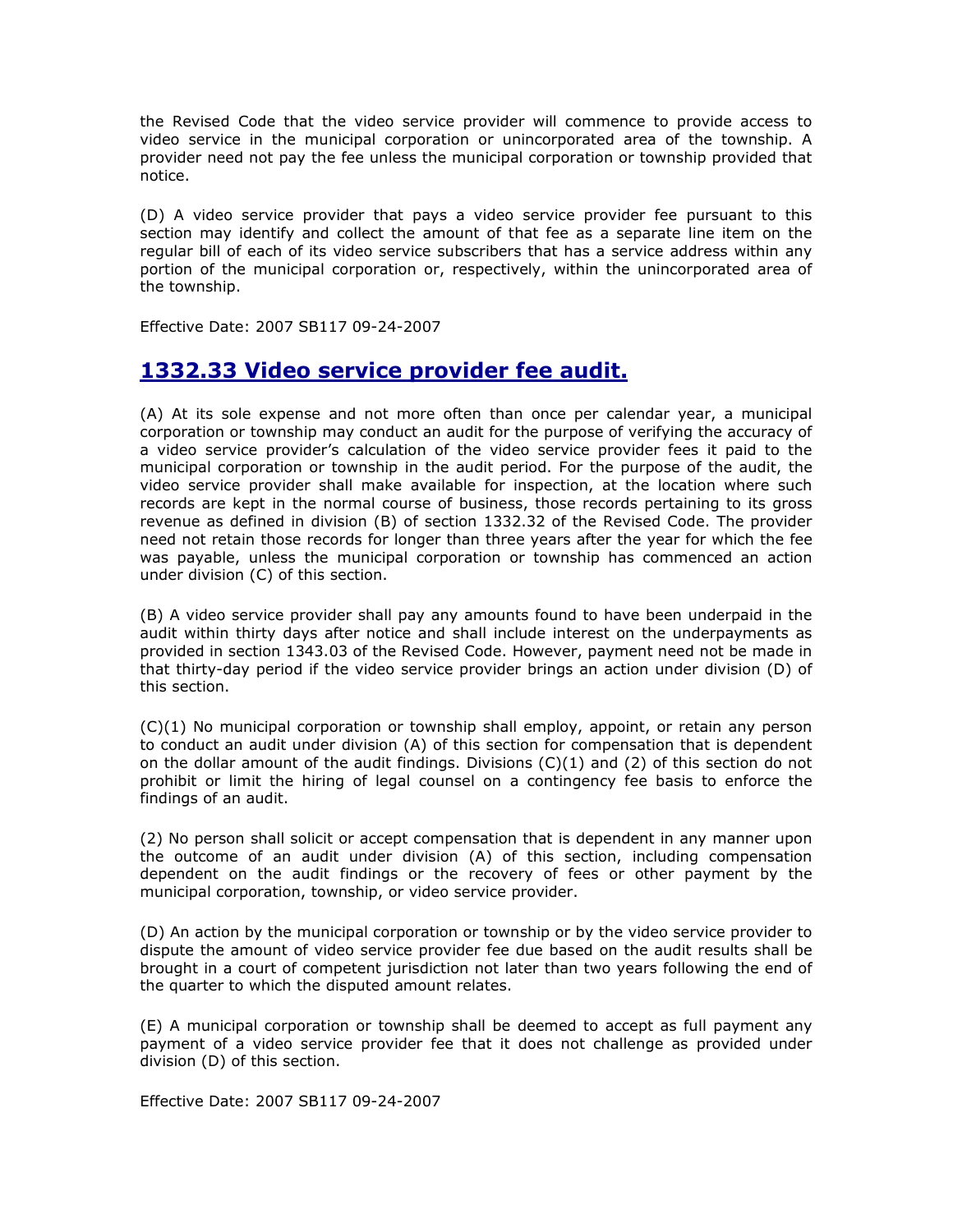the Revised Code that the video service provider will commence to provide access to video service in the municipal corporation or unincorporated area of the township. A provider need not pay the fee unless the municipal corporation or township provided that notice.

(D) A video service provider that pays a video service provider fee pursuant to this section may identify and collect the amount of that fee as a separate line item on the regular bill of each of its video service subscribers that has a service address within any portion of the municipal corporation or, respectively, within the unincorporated area of the township.

Effective Date: 2007 SB117 09-24-2007

## 1332.33 Video service provider fee audit.

(A) At its sole expense and not more often than once per calendar year, a municipal corporation or township may conduct an audit for the purpose of verifying the accuracy of a video service provider's calculation of the video service provider fees it paid to the municipal corporation or township in the audit period. For the purpose of the audit, the video service provider shall make available for inspection, at the location where such records are kept in the normal course of business, those records pertaining to its gross revenue as defined in division (B) of section 1332.32 of the Revised Code. The provider need not retain those records for longer than three years after the year for which the fee was payable, unless the municipal corporation or township has commenced an action under division (C) of this section.

(B) A video service provider shall pay any amounts found to have been underpaid in the audit within thirty days after notice and shall include interest on the underpayments as provided in section 1343.03 of the Revised Code. However, payment need not be made in that thirty-day period if the video service provider brings an action under division (D) of this section.

(C)(1) No municipal corporation or township shall employ, appoint, or retain any person to conduct an audit under division (A) of this section for compensation that is dependent on the dollar amount of the audit findings. Divisions (C)(1) and (2) of this section do not prohibit or limit the hiring of legal counsel on a contingency fee basis to enforce the findings of an audit.

(2) No person shall solicit or accept compensation that is dependent in any manner upon the outcome of an audit under division (A) of this section, including compensation dependent on the audit findings or the recovery of fees or other payment by the municipal corporation, township, or video service provider.

(D) An action by the municipal corporation or township or by the video service provider to dispute the amount of video service provider fee due based on the audit results shall be brought in a court of competent jurisdiction not later than two years following the end of the quarter to which the disputed amount relates.

(E) A municipal corporation or township shall be deemed to accept as full payment any payment of a video service provider fee that it does not challenge as provided under division (D) of this section.

Effective Date: 2007 SB117 09-24-2007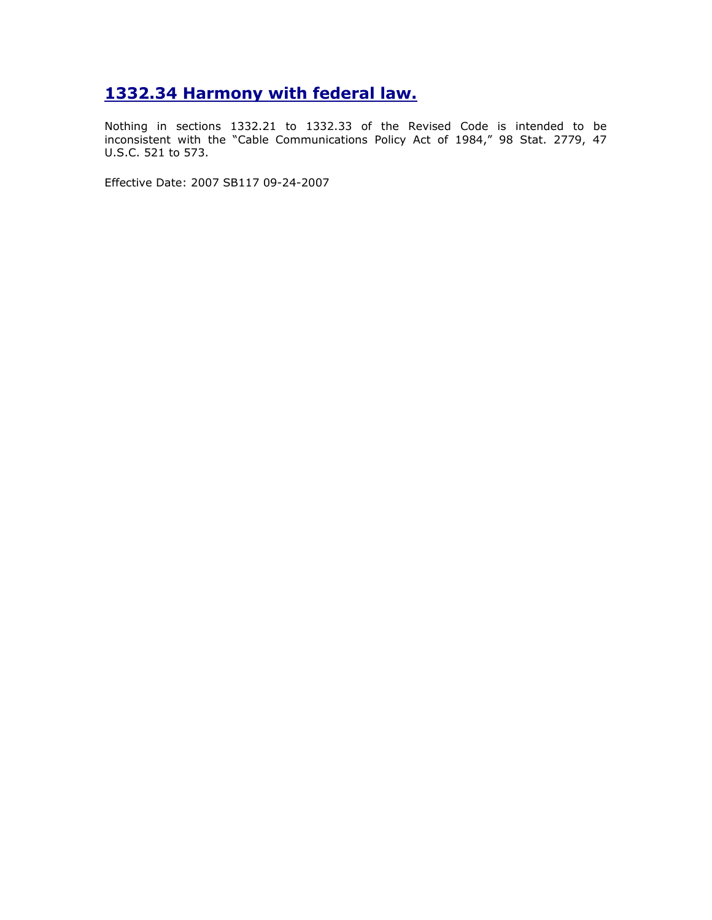## 1332.34 Harmony with federal law.

Nothing in sections 1332.21 to 1332.33 of the Revised Code is intended to be inconsistent with the "Cable Communications Policy Act of 1984," 98 Stat. 2779, 47 U.S.C. 521 to 573.

Effective Date: 2007 SB117 09-24-2007